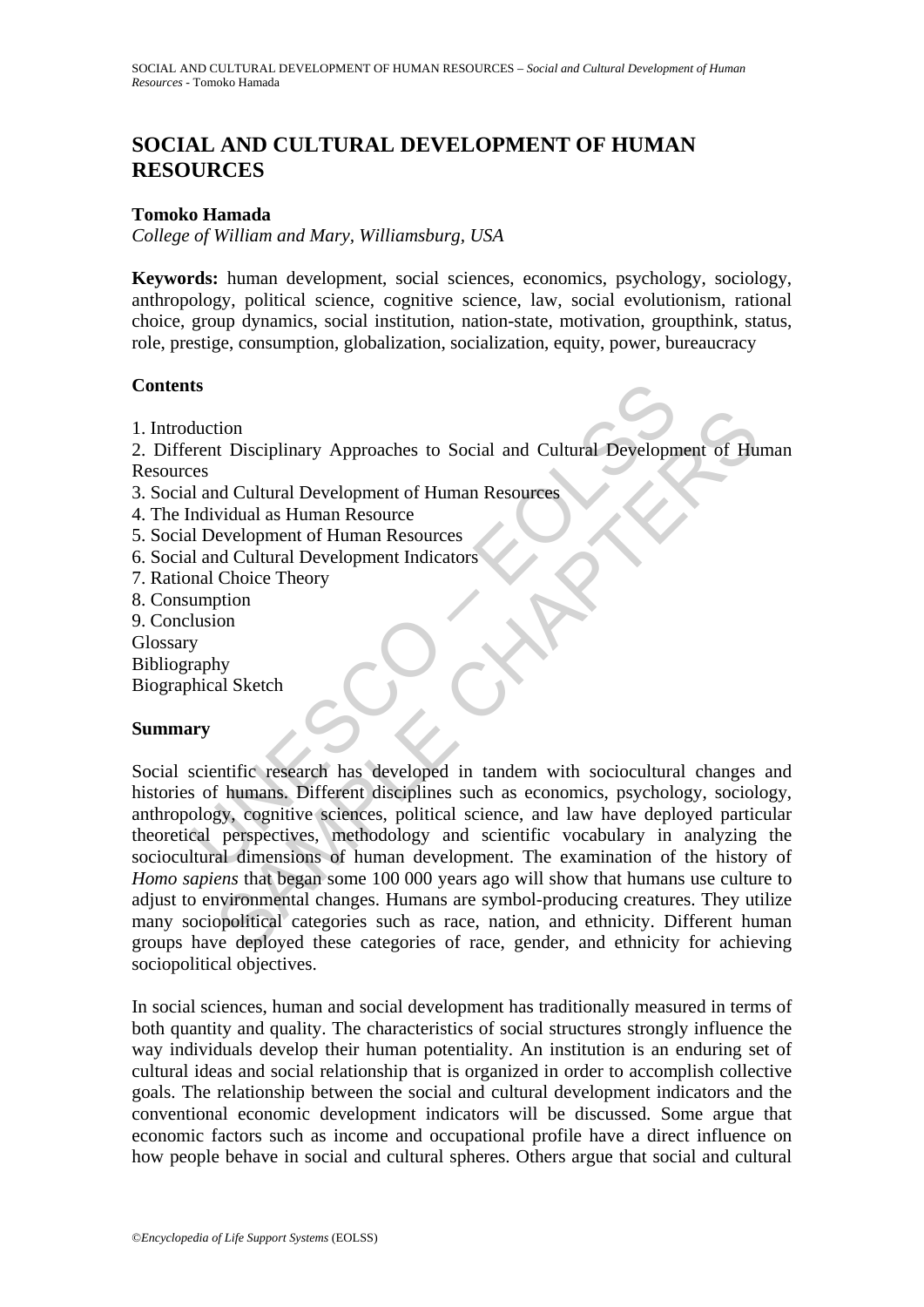# SOCIAL AND CULTURAL DEVELOPMENT OF HUMAN RESOURCES

**Tomoko Hamada**
*College of William and Mary, Williamsburg, USA*

**Keywords:** human development, social sciences, economics, psychology, sociology, anthropology, political science, cognitive science, law, social evolutionism, rational choice, group dynamics, social institution, nation-state, motivation, groupthink, status, role, prestige, consumption, globalization, socialization, equity, power, bureaucracy

## Contents

1. Introduction
2. Different Disciplinary Approaches to Social and Cultural Development of Human Resources
3. Social and Cultural Development of Human Resources
4. The Individual as Human Resource
5. Social Development of Human Resources
6. Social and Cultural Development Indicators
7. Rational Choice Theory
8. Consumption
9. Conclusion

Glossary
Bibliography
Biographical Sketch

## Summary

Social scientific research has developed in tandem with sociocultural changes and histories of humans. Different disciplines such as economics, psychology, sociology, anthropology, cognitive sciences, political science, and law have deployed particular theoretical perspectives, methodology and scientific vocabulary in analyzing the sociocultural dimensions of human development. The examination of the history of *Homo sapiens* that began some 100 000 years ago will show that humans use culture to adjust to environmental changes. Humans are symbol-producing creatures. They utilize many sociopolitical categories such as race, nation, and ethnicity. Different human groups have deployed these categories of race, gender, and ethnicity for achieving sociopolitical objectives.

In social sciences, human and social development has traditionally measured in terms of both quantity and quality. The characteristics of social structures strongly influence the way individuals develop their human potentiality. An institution is an enduring set of cultural ideas and social relationship that is organized in order to accomplish collective goals. The relationship between the social and cultural development indicators and the conventional economic development indicators will be discussed. Some argue that economic factors such as income and occupational profile have a direct influence on how people behave in social and cultural spheres. Others argue that social and cultural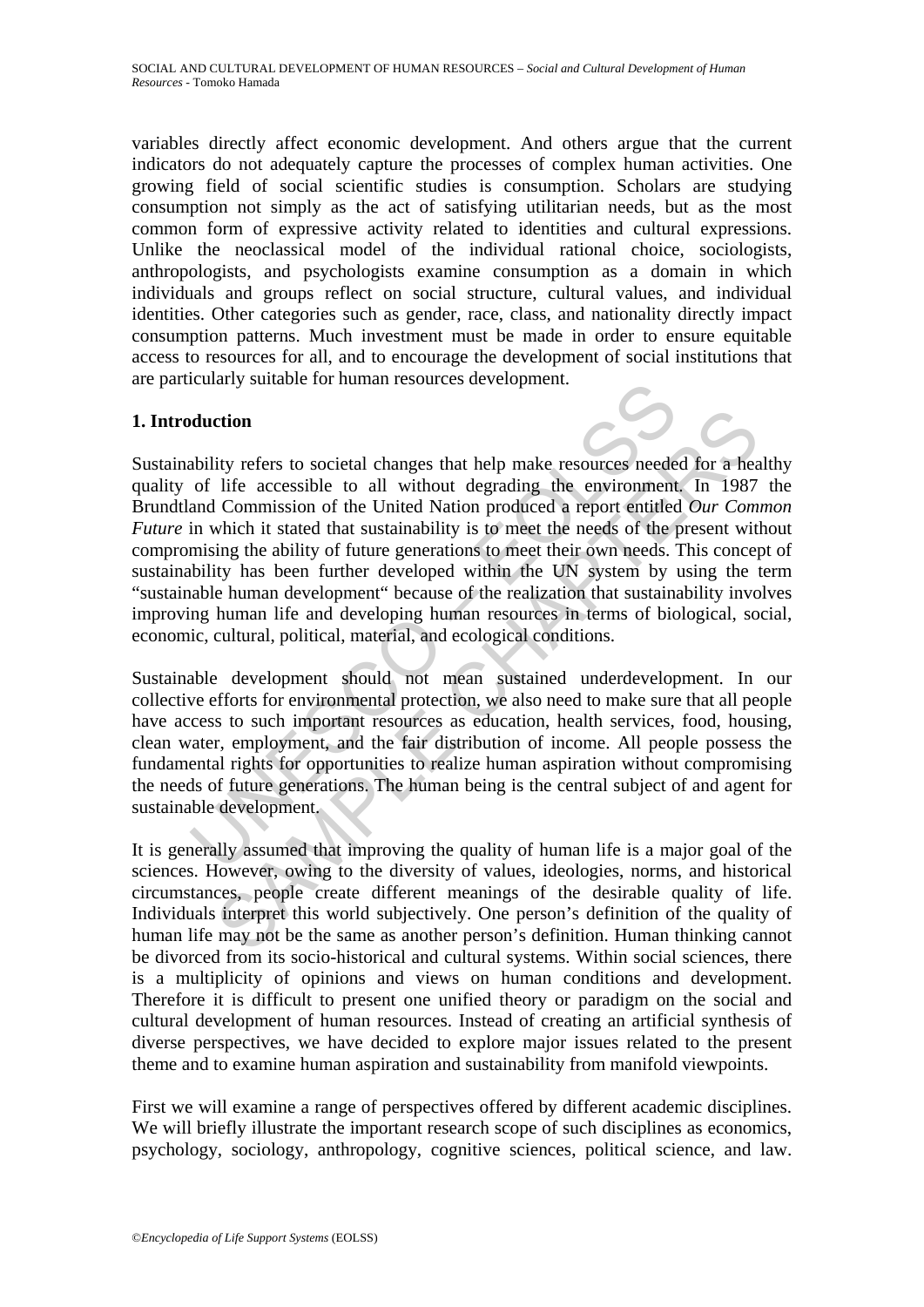variables directly affect economic development. And others argue that the current indicators do not adequately capture the processes of complex human activities. One growing field of social scientific studies is consumption. Scholars are studying consumption not simply as the act of satisfying utilitarian needs, but as the most common form of expressive activity related to identities and cultural expressions. Unlike the neoclassical model of the individual rational choice, sociologists, anthropologists, and psychologists examine consumption as a domain in which individuals and groups reflect on social structure, cultural values, and individual identities. Other categories such as gender, race, class, and nationality directly impact consumption patterns. Much investment must be made in order to ensure equitable access to resources for all, and to encourage the development of social institutions that are particularly suitable for human resources development.

## 1. Introduction

Sustainability refers to societal changes that help make resources needed for a healthy quality of life accessible to all without degrading the environment. In 1987 the Brundtland Commission of the United Nation produced a report entitled *Our Common Future* in which it stated that sustainability is to meet the needs of the present without compromising the ability of future generations to meet their own needs. This concept of sustainability has been further developed within the UN system by using the term "sustainable human development" because of the realization that sustainability involves improving human life and developing human resources in terms of biological, social, economic, cultural, political, material, and ecological conditions.

Sustainable development should not mean sustained underdevelopment. In our collective efforts for environmental protection, we also need to make sure that all people have access to such important resources as education, health services, food, housing, clean water, employment, and the fair distribution of income. All people possess the fundamental rights for opportunities to realize human aspiration without compromising the needs of future generations. The human being is the central subject of and agent for sustainable development.

It is generally assumed that improving the quality of human life is a major goal of the sciences. However, owing to the diversity of values, ideologies, norms, and historical circumstances, people create different meanings of the desirable quality of life. Individuals interpret this world subjectively. One person's definition of the quality of human life may not be the same as another person's definition. Human thinking cannot be divorced from its socio-historical and cultural systems. Within social sciences, there is a multiplicity of opinions and views on human conditions and development. Therefore it is difficult to present one unified theory or paradigm on the social and cultural development of human resources. Instead of creating an artificial synthesis of diverse perspectives, we have decided to explore major issues related to the present theme and to examine human aspiration and sustainability from manifold viewpoints.

First we will examine a range of perspectives offered by different academic disciplines. We will briefly illustrate the important research scope of such disciplines as economics, psychology, sociology, anthropology, cognitive sciences, political science, and law.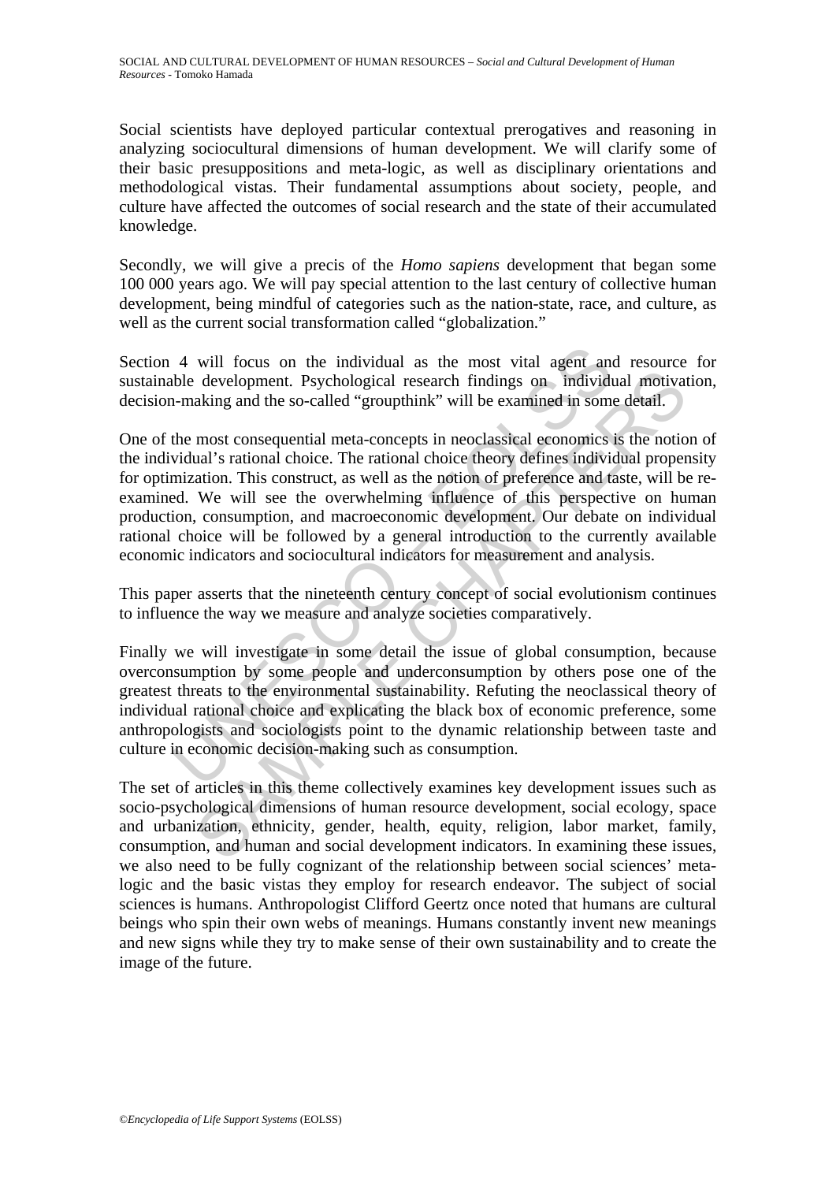Social scientists have deployed particular contextual prerogatives and reasoning in analyzing sociocultural dimensions of human development. We will clarify some of their basic presuppositions and meta-logic, as well as disciplinary orientations and methodological vistas. Their fundamental assumptions about society, people, and culture have affected the outcomes of social research and the state of their accumulated knowledge.

Secondly, we will give a precis of the *Homo sapiens* development that began some 100 000 years ago. We will pay special attention to the last century of collective human development, being mindful of categories such as the nation-state, race, and culture, as well as the current social transformation called "globalization."

Section 4 will focus on the individual as the most vital agent and resource for sustainable development. Psychological research findings on individual motivation, decision-making and the so-called "groupthink" will be examined in some detail.

One of the most consequential meta-concepts in neoclassical economics is the notion of the individual's rational choice. The rational choice theory defines individual propensity for optimization. This construct, as well as the notion of preference and taste, will be re-examined. We will see the overwhelming influence of this perspective on human production, consumption, and macroeconomic development. Our debate on individual rational choice will be followed by a general introduction to the currently available economic indicators and sociocultural indicators for measurement and analysis.

This paper asserts that the nineteenth century concept of social evolutionism continues to influence the way we measure and analyze societies comparatively.

Finally we will investigate in some detail the issue of global consumption, because overconsumption by some people and underconsumption by others pose one of the greatest threats to the environmental sustainability. Refuting the neoclassical theory of individual rational choice and explicating the black box of economic preference, some anthropologists and sociologists point to the dynamic relationship between taste and culture in economic decision-making such as consumption.

The set of articles in this theme collectively examines key development issues such as socio-psychological dimensions of human resource development, social ecology, space and urbanization, ethnicity, gender, health, equity, religion, labor market, family, consumption, and human and social development indicators. In examining these issues, we also need to be fully cognizant of the relationship between social sciences' meta-logic and the basic vistas they employ for research endeavor. The subject of social sciences is humans. Anthropologist Clifford Geertz once noted that humans are cultural beings who spin their own webs of meanings. Humans constantly invent new meanings and new signs while they try to make sense of their own sustainability and to create the image of the future.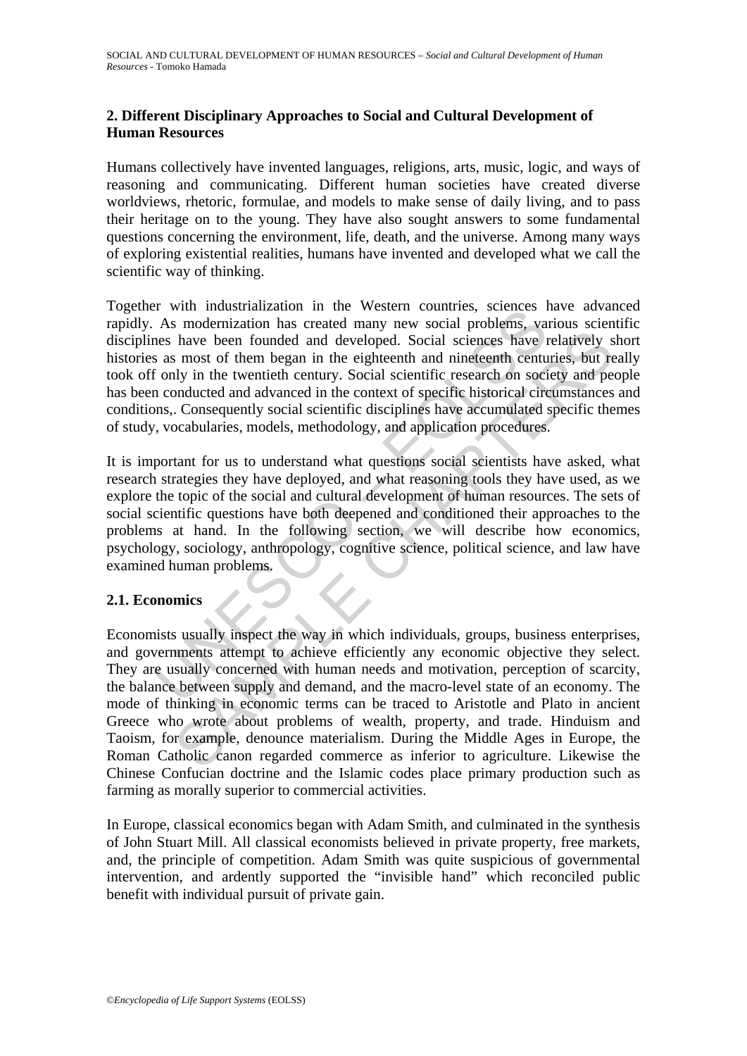## 2. Different Disciplinary Approaches to Social and Cultural Development of Human Resources

Humans collectively have invented languages, religions, arts, music, logic, and ways of reasoning and communicating. Different human societies have created diverse worldviews, rhetoric, formulae, and models to make sense of daily living, and to pass their heritage on to the young. They have also sought answers to some fundamental questions concerning the environment, life, death, and the universe. Among many ways of exploring existential realities, humans have invented and developed what we call the scientific way of thinking.

Together with industrialization in the Western countries, sciences have advanced rapidly. As modernization has created many new social problems, various scientific disciplines have been founded and developed. Social sciences have relatively short histories as most of them began in the eighteenth and nineteenth centuries, but really took off only in the twentieth century. Social scientific research on society and people has been conducted and advanced in the context of specific historical circumstances and conditions,. Consequently social scientific disciplines have accumulated specific themes of study, vocabularies, models, methodology, and application procedures.

It is important for us to understand what questions social scientists have asked, what research strategies they have deployed, and what reasoning tools they have used, as we explore the topic of the social and cultural development of human resources. The sets of social scientific questions have both deepened and conditioned their approaches to the problems at hand. In the following section, we will describe how economics, psychology, sociology, anthropology, cognitive science, political science, and law have examined human problems.

### 2.1. Economics

Economists usually inspect the way in which individuals, groups, business enterprises, and governments attempt to achieve efficiently any economic objective they select. They are usually concerned with human needs and motivation, perception of scarcity, the balance between supply and demand, and the macro-level state of an economy. The mode of thinking in economic terms can be traced to Aristotle and Plato in ancient Greece who wrote about problems of wealth, property, and trade. Hinduism and Taoism, for example, denounce materialism. During the Middle Ages in Europe, the Roman Catholic canon regarded commerce as inferior to agriculture. Likewise the Chinese Confucian doctrine and the Islamic codes place primary production such as farming as morally superior to commercial activities.

In Europe, classical economics began with Adam Smith, and culminated in the synthesis of John Stuart Mill. All classical economists believed in private property, free markets, and, the principle of competition. Adam Smith was quite suspicious of governmental intervention, and ardently supported the "invisible hand" which reconciled public benefit with individual pursuit of private gain.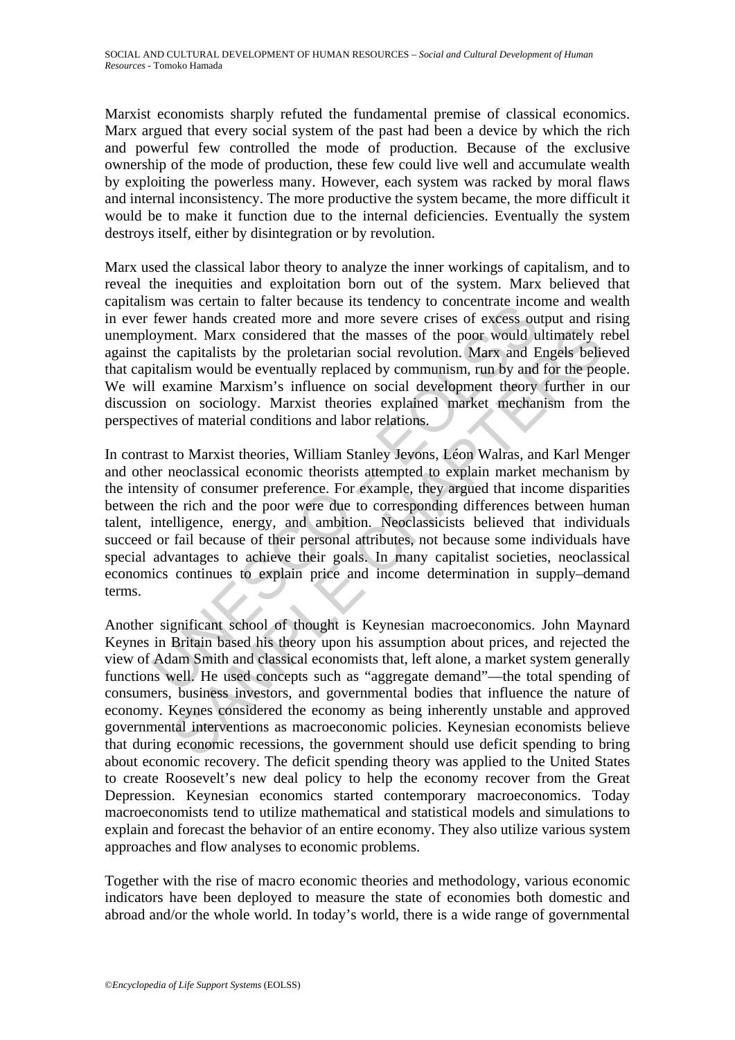Marxist economists sharply refuted the fundamental premise of classical economics. Marx argued that every social system of the past had been a device by which the rich and powerful few controlled the mode of production. Because of the exclusive ownership of the mode of production, these few could live well and accumulate wealth by exploiting the powerless many. However, each system was racked by moral flaws and internal inconsistency. The more productive the system became, the more difficult it would be to make it function due to the internal deficiencies. Eventually the system destroys itself, either by disintegration or by revolution.

Marx used the classical labor theory to analyze the inner workings of capitalism, and to reveal the inequities and exploitation born out of the system. Marx believed that capitalism was certain to falter because its tendency to concentrate income and wealth in ever fewer hands created more and more severe crises of excess output and rising unemployment. Marx considered that the masses of the poor would ultimately rebel against the capitalists by the proletarian social revolution. Marx and Engels believed that capitalism would be eventually replaced by communism, run by and for the people. We will examine Marxism's influence on social development theory further in our discussion on sociology. Marxist theories explained market mechanism from the perspectives of material conditions and labor relations.

In contrast to Marxist theories, William Stanley Jevons, Léon Walras, and Karl Menger and other neoclassical economic theorists attempted to explain market mechanism by the intensity of consumer preference. For example, they argued that income disparities between the rich and the poor were due to corresponding differences between human talent, intelligence, energy, and ambition. Neoclassicists believed that individuals succeed or fail because of their personal attributes, not because some individuals have special advantages to achieve their goals. In many capitalist societies, neoclassical economics continues to explain price and income determination in supply–demand terms.

Another significant school of thought is Keynesian macroeconomics. John Maynard Keynes in Britain based his theory upon his assumption about prices, and rejected the view of Adam Smith and classical economists that, left alone, a market system generally functions well. He used concepts such as "aggregate demand"—the total spending of consumers, business investors, and governmental bodies that influence the nature of economy. Keynes considered the economy as being inherently unstable and approved governmental interventions as macroeconomic policies. Keynesian economists believe that during economic recessions, the government should use deficit spending to bring about economic recovery. The deficit spending theory was applied to the United States to create Roosevelt's new deal policy to help the economy recover from the Great Depression. Keynesian economics started contemporary macroeconomics. Today macroeconomists tend to utilize mathematical and statistical models and simulations to explain and forecast the behavior of an entire economy. They also utilize various system approaches and flow analyses to economic problems.

Together with the rise of macro economic theories and methodology, various economic indicators have been deployed to measure the state of economies both domestic and abroad and/or the whole world. In today's world, there is a wide range of governmental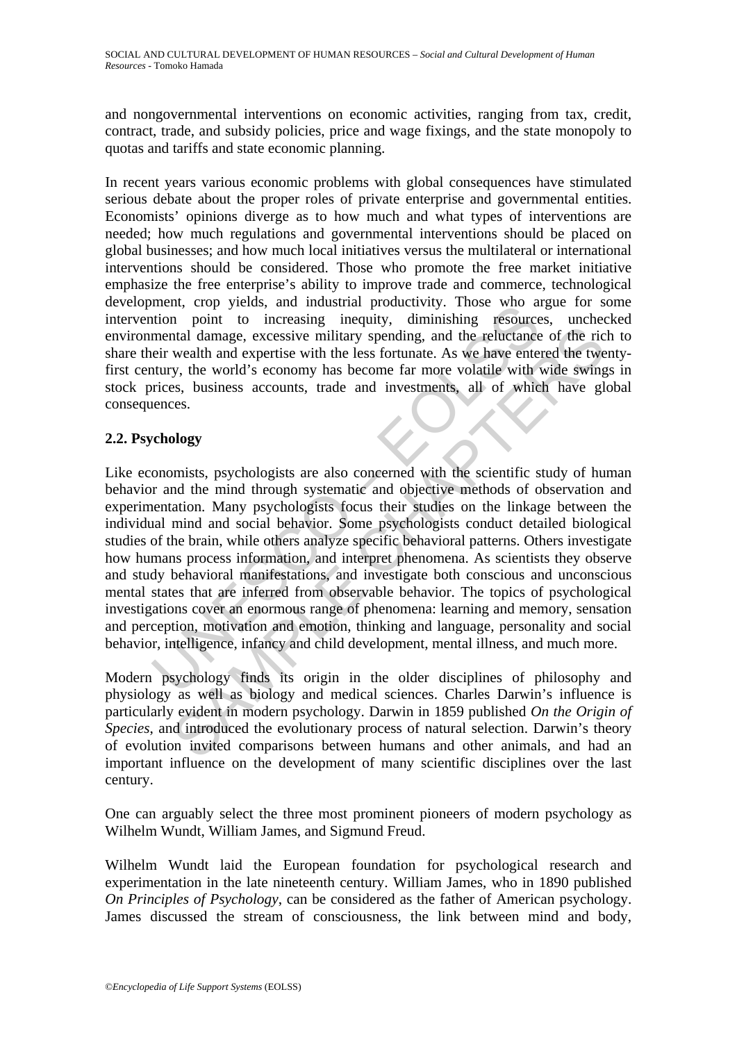and nongovernmental interventions on economic activities, ranging from tax, credit, contract, trade, and subsidy policies, price and wage fixings, and the state monopoly to quotas and tariffs and state economic planning.

In recent years various economic problems with global consequences have stimulated serious debate about the proper roles of private enterprise and governmental entities. Economists' opinions diverge as to how much and what types of interventions are needed; how much regulations and governmental interventions should be placed on global businesses; and how much local initiatives versus the multilateral or international interventions should be considered. Those who promote the free market initiative emphasize the free enterprise's ability to improve trade and commerce, technological development, crop yields, and industrial productivity. Those who argue for some intervention point to increasing inequity, diminishing resources, unchecked environmental damage, excessive military spending, and the reluctance of the rich to share their wealth and expertise with the less fortunate. As we have entered the twenty-first century, the world's economy has become far more volatile with wide swings in stock prices, business accounts, trade and investments, all of which have global consequences.

## 2.2. Psychology

Like economists, psychologists are also concerned with the scientific study of human behavior and the mind through systematic and objective methods of observation and experimentation. Many psychologists focus their studies on the linkage between the individual mind and social behavior. Some psychologists conduct detailed biological studies of the brain, while others analyze specific behavioral patterns. Others investigate how humans process information, and interpret phenomena. As scientists they observe and study behavioral manifestations, and investigate both conscious and unconscious mental states that are inferred from observable behavior. The topics of psychological investigations cover an enormous range of phenomena: learning and memory, sensation and perception, motivation and emotion, thinking and language, personality and social behavior, intelligence, infancy and child development, mental illness, and much more.

Modern psychology finds its origin in the older disciplines of philosophy and physiology as well as biology and medical sciences. Charles Darwin's influence is particularly evident in modern psychology. Darwin in 1859 published *On the Origin of Species*, and introduced the evolutionary process of natural selection. Darwin's theory of evolution invited comparisons between humans and other animals, and had an important influence on the development of many scientific disciplines over the last century.

One can arguably select the three most prominent pioneers of modern psychology as Wilhelm Wundt, William James, and Sigmund Freud.

Wilhelm Wundt laid the European foundation for psychological research and experimentation in the late nineteenth century. William James, who in 1890 published *On Principles of Psychology*, can be considered as the father of American psychology. James discussed the stream of consciousness, the link between mind and body,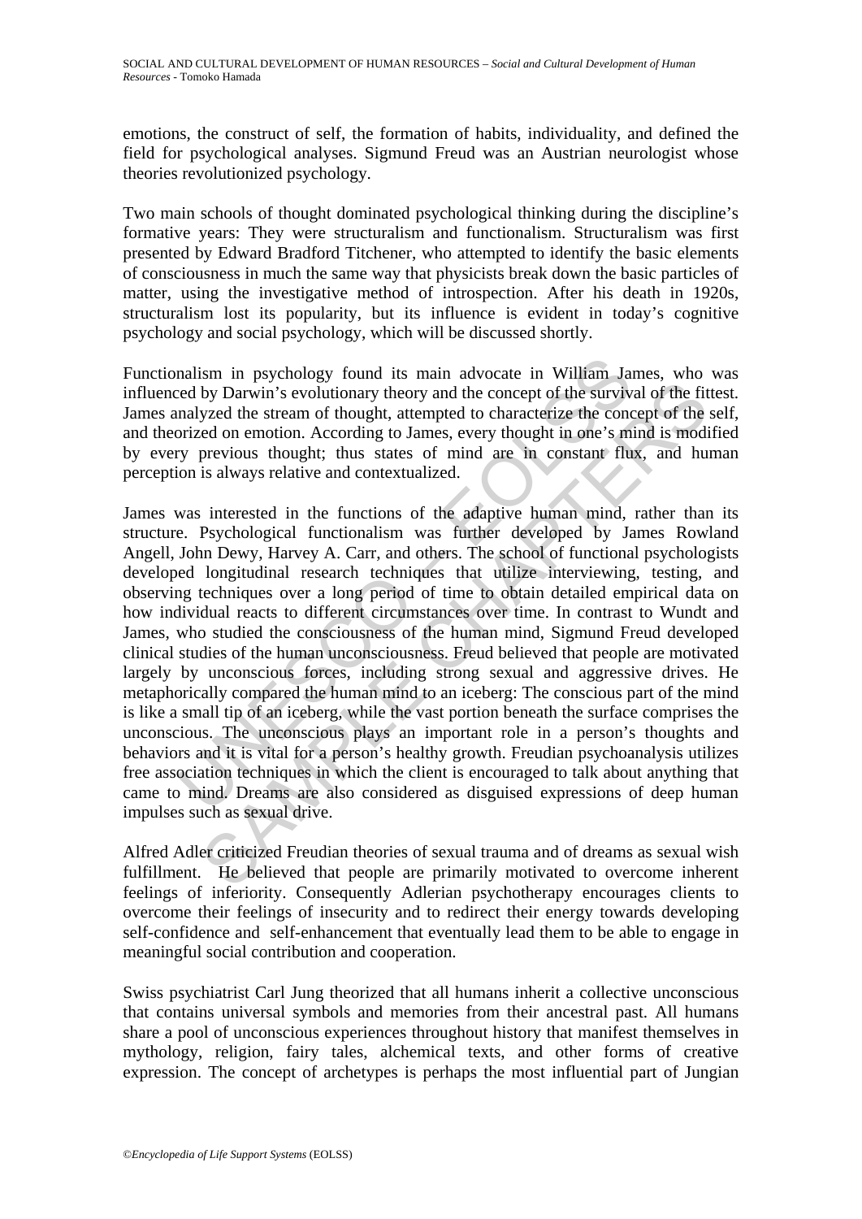emotions, the construct of self, the formation of habits, individuality, and defined the field for psychological analyses. Sigmund Freud was an Austrian neurologist whose theories revolutionized psychology.

Two main schools of thought dominated psychological thinking during the discipline's formative years: They were structuralism and functionalism. Structuralism was first presented by Edward Bradford Titchener, who attempted to identify the basic elements of consciousness in much the same way that physicists break down the basic particles of matter, using the investigative method of introspection. After his death in 1920s, structuralism lost its popularity, but its influence is evident in today's cognitive psychology and social psychology, which will be discussed shortly.

Functionalism in psychology found its main advocate in William James, who was influenced by Darwin's evolutionary theory and the concept of the survival of the fittest. James analyzed the stream of thought, attempted to characterize the concept of the self, and theorized on emotion. According to James, every thought in one's mind is modified by every previous thought; thus states of mind are in constant flux, and human perception is always relative and contextualized.

James was interested in the functions of the adaptive human mind, rather than its structure. Psychological functionalism was further developed by James Rowland Angell, John Dewy, Harvey A. Carr, and others. The school of functional psychologists developed longitudinal research techniques that utilize interviewing, testing, and observing techniques over a long period of time to obtain detailed empirical data on how individual reacts to different circumstances over time. In contrast to Wundt and James, who studied the consciousness of the human mind, Sigmund Freud developed clinical studies of the human unconsciousness. Freud believed that people are motivated largely by unconscious forces, including strong sexual and aggressive drives. He metaphorically compared the human mind to an iceberg: The conscious part of the mind is like a small tip of an iceberg, while the vast portion beneath the surface comprises the unconscious. The unconscious plays an important role in a person's thoughts and behaviors and it is vital for a person's healthy growth. Freudian psychoanalysis utilizes free association techniques in which the client is encouraged to talk about anything that came to mind. Dreams are also considered as disguised expressions of deep human impulses such as sexual drive.

Alfred Adler criticized Freudian theories of sexual trauma and of dreams as sexual wish fulfillment. He believed that people are primarily motivated to overcome inherent feelings of inferiority. Consequently Adlerian psychotherapy encourages clients to overcome their feelings of insecurity and to redirect their energy towards developing self-confidence and self-enhancement that eventually lead them to be able to engage in meaningful social contribution and cooperation.

Swiss psychiatrist Carl Jung theorized that all humans inherit a collective unconscious that contains universal symbols and memories from their ancestral past. All humans share a pool of unconscious experiences throughout history that manifest themselves in mythology, religion, fairy tales, alchemical texts, and other forms of creative expression. The concept of archetypes is perhaps the most influential part of Jungian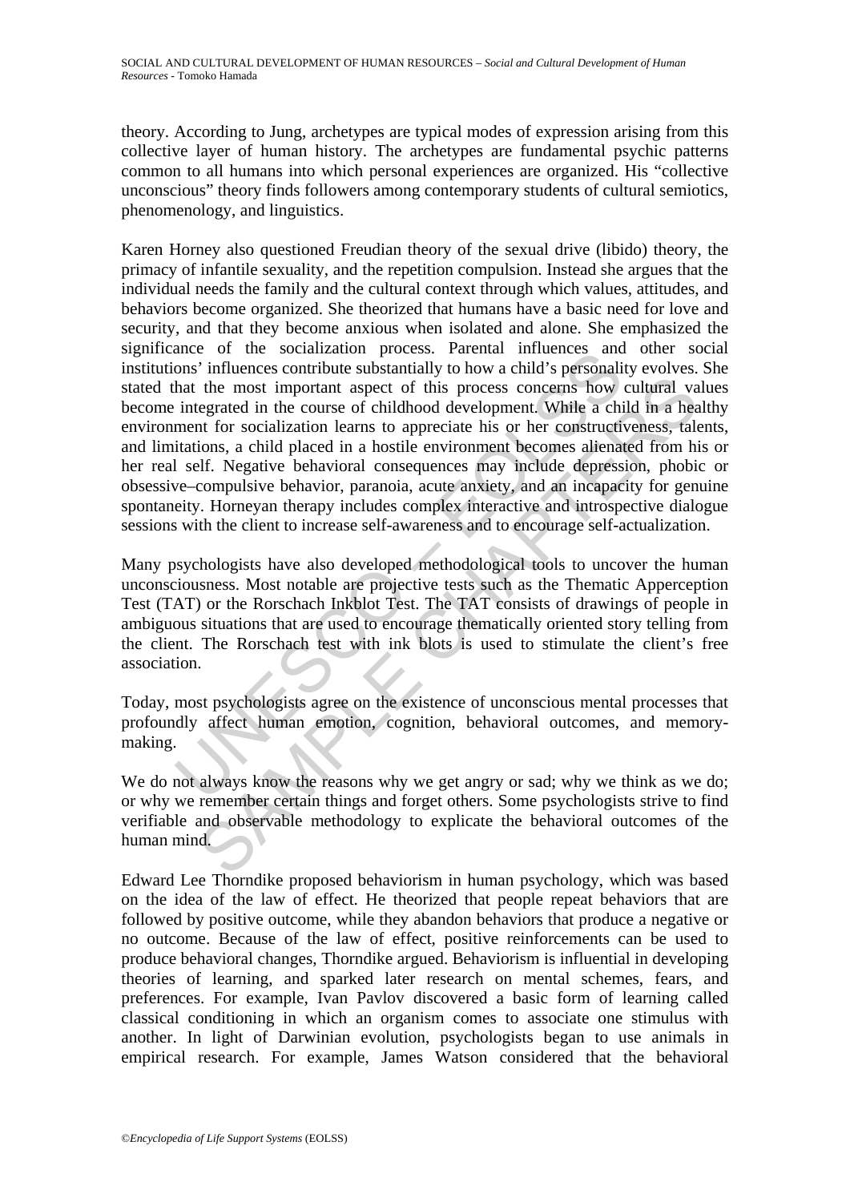theory. According to Jung, archetypes are typical modes of expression arising from this collective layer of human history. The archetypes are fundamental psychic patterns common to all humans into which personal experiences are organized. His "collective unconscious" theory finds followers among contemporary students of cultural semiotics, phenomenology, and linguistics.

Karen Horney also questioned Freudian theory of the sexual drive (libido) theory, the primacy of infantile sexuality, and the repetition compulsion. Instead she argues that the individual needs the family and the cultural context through which values, attitudes, and behaviors become organized. She theorized that humans have a basic need for love and security, and that they become anxious when isolated and alone. She emphasized the significance of the socialization process. Parental influences and other social institutions' influences contribute substantially to how a child's personality evolves. She stated that the most important aspect of this process concerns how cultural values become integrated in the course of childhood development. While a child in a healthy environment for socialization learns to appreciate his or her constructiveness, talents, and limitations, a child placed in a hostile environment becomes alienated from his or her real self. Negative behavioral consequences may include depression, phobic or obsessive–compulsive behavior, paranoia, acute anxiety, and an incapacity for genuine spontaneity. Horneyan therapy includes complex interactive and introspective dialogue sessions with the client to increase self-awareness and to encourage self-actualization.

Many psychologists have also developed methodological tools to uncover the human unconsciousness. Most notable are projective tests such as the Thematic Apperception Test (TAT) or the Rorschach Inkblot Test. The TAT consists of drawings of people in ambiguous situations that are used to encourage thematically oriented story telling from the client. The Rorschach test with ink blots is used to stimulate the client's free association.

Today, most psychologists agree on the existence of unconscious mental processes that profoundly affect human emotion, cognition, behavioral outcomes, and memory-making.

We do not always know the reasons why we get angry or sad; why we think as we do; or why we remember certain things and forget others. Some psychologists strive to find verifiable and observable methodology to explicate the behavioral outcomes of the human mind.

Edward Lee Thorndike proposed behaviorism in human psychology, which was based on the idea of the law of effect. He theorized that people repeat behaviors that are followed by positive outcome, while they abandon behaviors that produce a negative or no outcome. Because of the law of effect, positive reinforcements can be used to produce behavioral changes, Thorndike argued. Behaviorism is influential in developing theories of learning, and sparked later research on mental schemes, fears, and preferences. For example, Ivan Pavlov discovered a basic form of learning called classical conditioning in which an organism comes to associate one stimulus with another. In light of Darwinian evolution, psychologists began to use animals in empirical research. For example, James Watson considered that the behavioral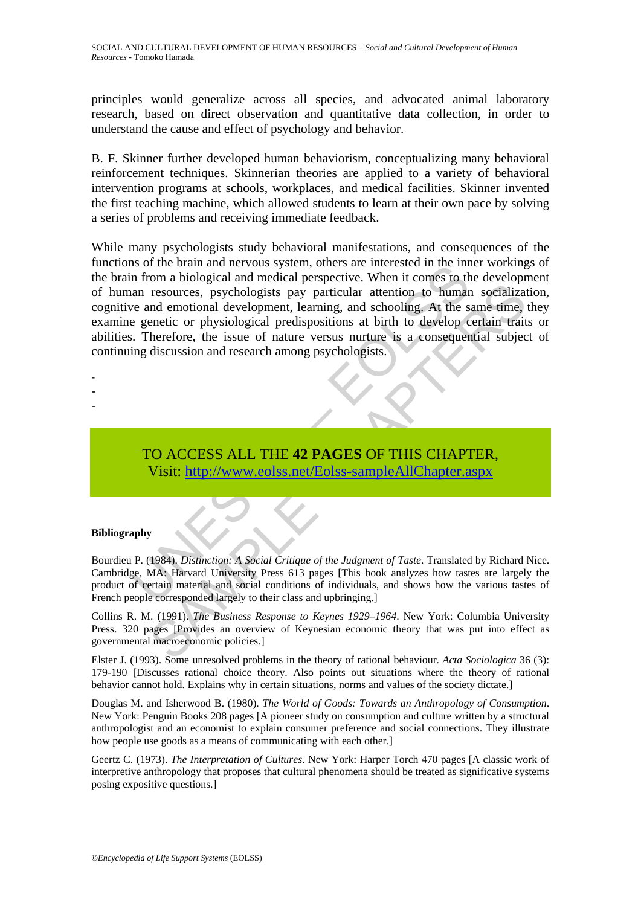principles would generalize across all species, and advocated animal laboratory research, based on direct observation and quantitative data collection, in order to understand the cause and effect of psychology and behavior.

B. F. Skinner further developed human behaviorism, conceptualizing many behavioral reinforcement techniques. Skinnerian theories are applied to a variety of behavioral intervention programs at schools, workplaces, and medical facilities. Skinner invented the first teaching machine, which allowed students to learn at their own pace by solving a series of problems and receiving immediate feedback.

While many psychologists study behavioral manifestations, and consequences of the functions of the brain and nervous system, others are interested in the inner workings of the brain from a biological and medical perspective. When it comes to the development of human resources, psychologists pay particular attention to human socialization, cognitive and emotional development, learning, and schooling. At the same time, they examine genetic or physiological predispositions at birth to develop certain traits or abilities. Therefore, the issue of nature versus nurture is a consequential subject of continuing discussion and research among psychologists.

-
-
-

TO ACCESS ALL THE **42 PAGES** OF THIS CHAPTER,
Visit: http://www.eolss.net/Eolss-sampleAllChapter.aspx

**Bibliography**

Bourdieu P. (1984). *Distinction: A Social Critique of the Judgment of Taste*. Translated by Richard Nice. Cambridge, MA: Harvard University Press 613 pages [This book analyzes how tastes are largely the product of certain material and social conditions of individuals, and shows how the various tastes of French people corresponded largely to their class and upbringing.]

Collins R. M. (1991). *The Business Response to Keynes 1929–1964*. New York: Columbia University Press. 320 pages [Provides an overview of Keynesian economic theory that was put into effect as governmental macroeconomic policies.]

Elster J. (1993). Some unresolved problems in the theory of rational behaviour. *Acta Sociologica* 36 (3): 179-190 [Discusses rational choice theory. Also points out situations where the theory of rational behavior cannot hold. Explains why in certain situations, norms and values of the society dictate.]

Douglas M. and Isherwood B. (1980). *The World of Goods: Towards an Anthropology of Consumption*. New York: Penguin Books 208 pages [A pioneer study on consumption and culture written by a structural anthropologist and an economist to explain consumer preference and social connections. They illustrate how people use goods as a means of communicating with each other.]

Geertz C. (1973). *The Interpretation of Cultures*. New York: Harper Torch 470 pages [A classic work of interpretive anthropology that proposes that cultural phenomena should be treated as significative systems posing expositive questions.]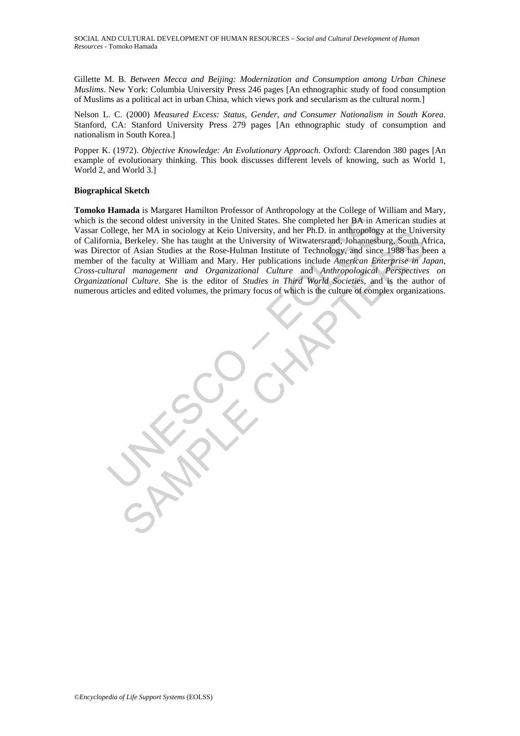Gillette M. B. *Between Mecca and Beijing: Modernization and Consumption among Urban Chinese Muslims*. New York: Columbia University Press 246 pages [An ethnographic study of food consumption of Muslims as a political act in urban China, which views pork and secularism as the cultural norm.]

Nelson L. C. (2000) *Measured Excess: Status, Gender, and Consumer Nationalism in South Korea*. Stanford, CA: Stanford University Press 279 pages [An ethnographic study of consumption and nationalism in South Korea.]

Popper K. (1972). *Objective Knowledge: An Evolutionary Approach*. Oxford: Clarendon 380 pages [An example of evolutionary thinking. This book discusses different levels of knowing, such as World 1, World 2, and World 3.]

**Biographical Sketch**

**Tomoko Hamada** is Margaret Hamilton Professor of Anthropology at the College of William and Mary, which is the second oldest university in the United States. She completed her BA in American studies at Vassar College, her MA in sociology at Keio University, and her Ph.D. in anthropology at the University of California, Berkeley. She has taught at the University of Witwatersrand, Johannesburg, South Africa, was Director of Asian Studies at the Rose-Hulman Institute of Technology, and since 1988 has been a member of the faculty at William and Mary. Her publications include *American Enterprise in Japan, Cross-cultural management and Organizational Culture* and *Anthropological Perspectives on Organizational Culture*. She is the editor of *Studies in Third World Societies*, and is the author of numerous articles and edited volumes, the primary focus of which is the culture of complex organizations.